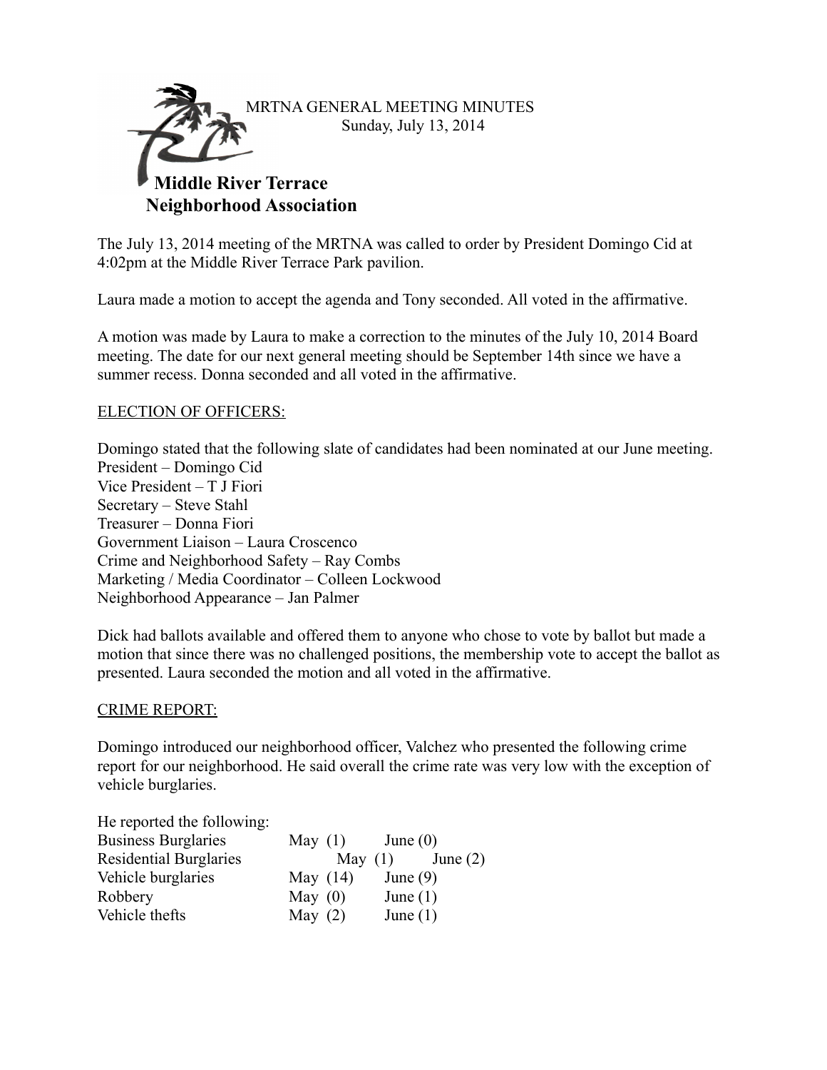MRTNA GENERAL MEETING MINUTES
Sunday, July 13, 2014

**Middle River Terrace Neighborhood Association**

The July 13, 2014 meeting of the MRTNA was called to order by President Domingo Cid at 4:02pm at the Middle River Terrace Park pavilion.

Laura made a motion to accept the agenda and Tony seconded. All voted in the affirmative.

A motion was made by Laura to make a correction to the minutes of the July 10, 2014 Board meeting. The date for our next general meeting should be September 14th since we have a summer recess. Donna seconded and all voted in the affirmative.

ELECTION OF OFFICERS:

Domingo stated that the following slate of candidates had been nominated at our June meeting.
President – Domingo Cid
Vice President – T J Fiori
Secretary – Steve Stahl
Treasurer – Donna Fiori
Government Liaison – Laura Croscenco
Crime and Neighborhood Safety – Ray Combs
Marketing / Media Coordinator – Colleen Lockwood
Neighborhood Appearance – Jan Palmer

Dick had ballots available and offered them to anyone who chose to vote by ballot but made a motion that since there was no challenged positions, the membership vote to accept the ballot as presented. Laura seconded the motion and all voted in the affirmative.

CRIME REPORT:

Domingo introduced our neighborhood officer, Valchez who presented the following crime report for our neighborhood. He said overall the crime rate was very low with the exception of vehicle burglaries.

He reported the following:

| | | |
|---|---|---|
| Business Burglaries | May (1) | June (0) |
| Residential Burglaries | May (1) | June (2) |
| Vehicle burglaries | May (14) | June (9) |
| Robbery | May (0) | June (1) |
| Vehicle thefts | May (2) | June (1) |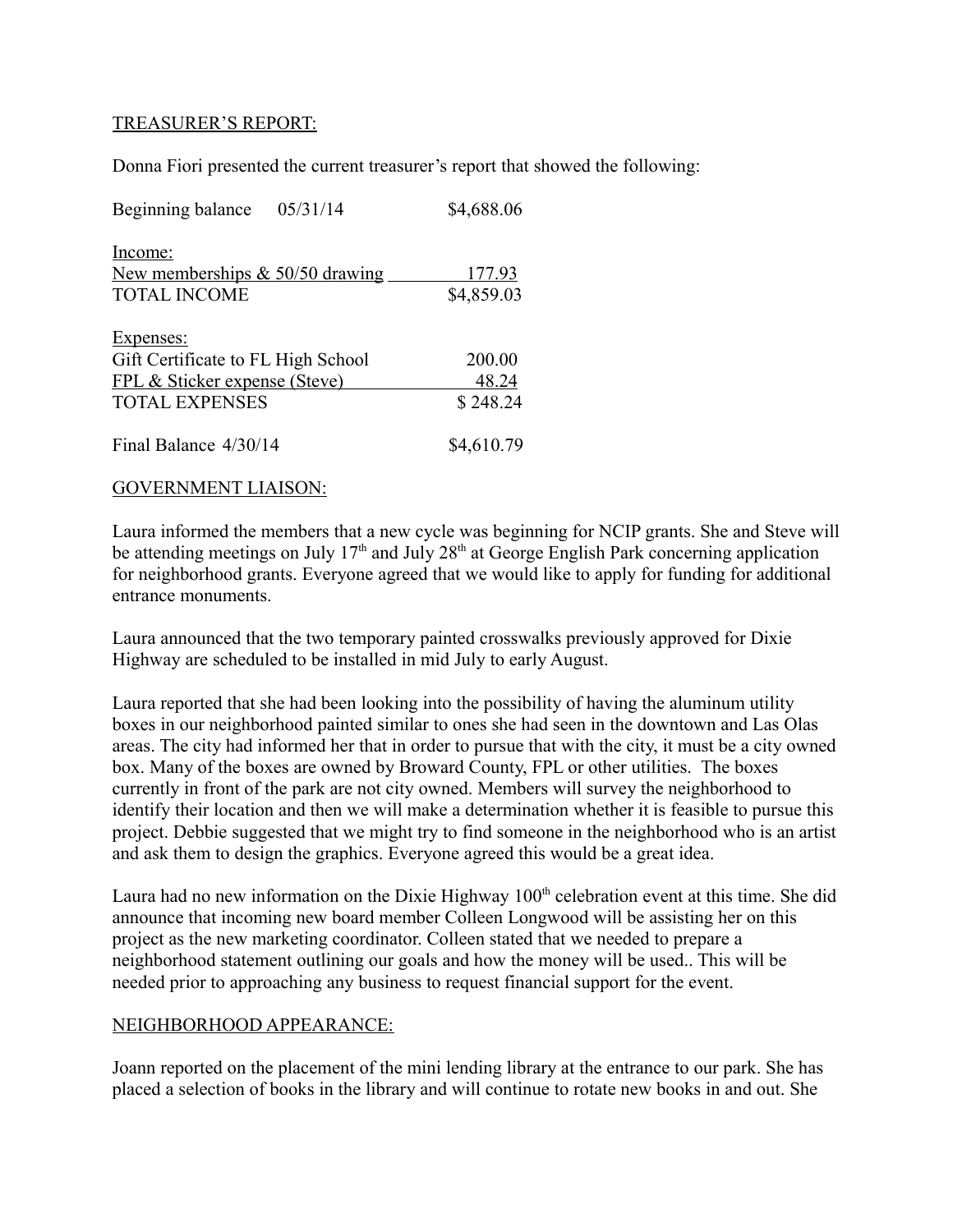TREASURER'S REPORT:

Donna Fiori presented the current treasurer's report that showed the following:

| | |
|---|---|
| Beginning balance 05/31/14 | $4,688.06 |
| Income: | |
| New memberships & 50/50 drawing | 177.93 |
| TOTAL INCOME | $4,859.03 |
| Expenses: | |
| Gift Certificate to FL High School | 200.00 |
| FPL & Sticker expense (Steve) | 48.24 |
| TOTAL EXPENSES | $ 248.24 |
| Final Balance 4/30/14 | $4,610.79 |

GOVERNMENT LIAISON:

Laura informed the members that a new cycle was beginning for NCIP grants. She and Steve will be attending meetings on July 17th and July 28th at George English Park concerning application for neighborhood grants. Everyone agreed that we would like to apply for funding for additional entrance monuments.

Laura announced that the two temporary painted crosswalks previously approved for Dixie Highway are scheduled to be installed in mid July to early August.

Laura reported that she had been looking into the possibility of having the aluminum utility boxes in our neighborhood painted similar to ones she had seen in the downtown and Las Olas areas. The city had informed her that in order to pursue that with the city, it must be a city owned box. Many of the boxes are owned by Broward County, FPL or other utilities. The boxes currently in front of the park are not city owned. Members will survey the neighborhood to identify their location and then we will make a determination whether it is feasible to pursue this project. Debbie suggested that we might try to find someone in the neighborhood who is an artist and ask them to design the graphics. Everyone agreed this would be a great idea.

Laura had no new information on the Dixie Highway 100th celebration event at this time. She did announce that incoming new board member Colleen Longwood will be assisting her on this project as the new marketing coordinator. Colleen stated that we needed to prepare a neighborhood statement outlining our goals and how the money will be used.. This will be needed prior to approaching any business to request financial support for the event.

NEIGHBORHOOD APPEARANCE:

Joann reported on the placement of the mini lending library at the entrance to our park. She has placed a selection of books in the library and will continue to rotate new books in and out. She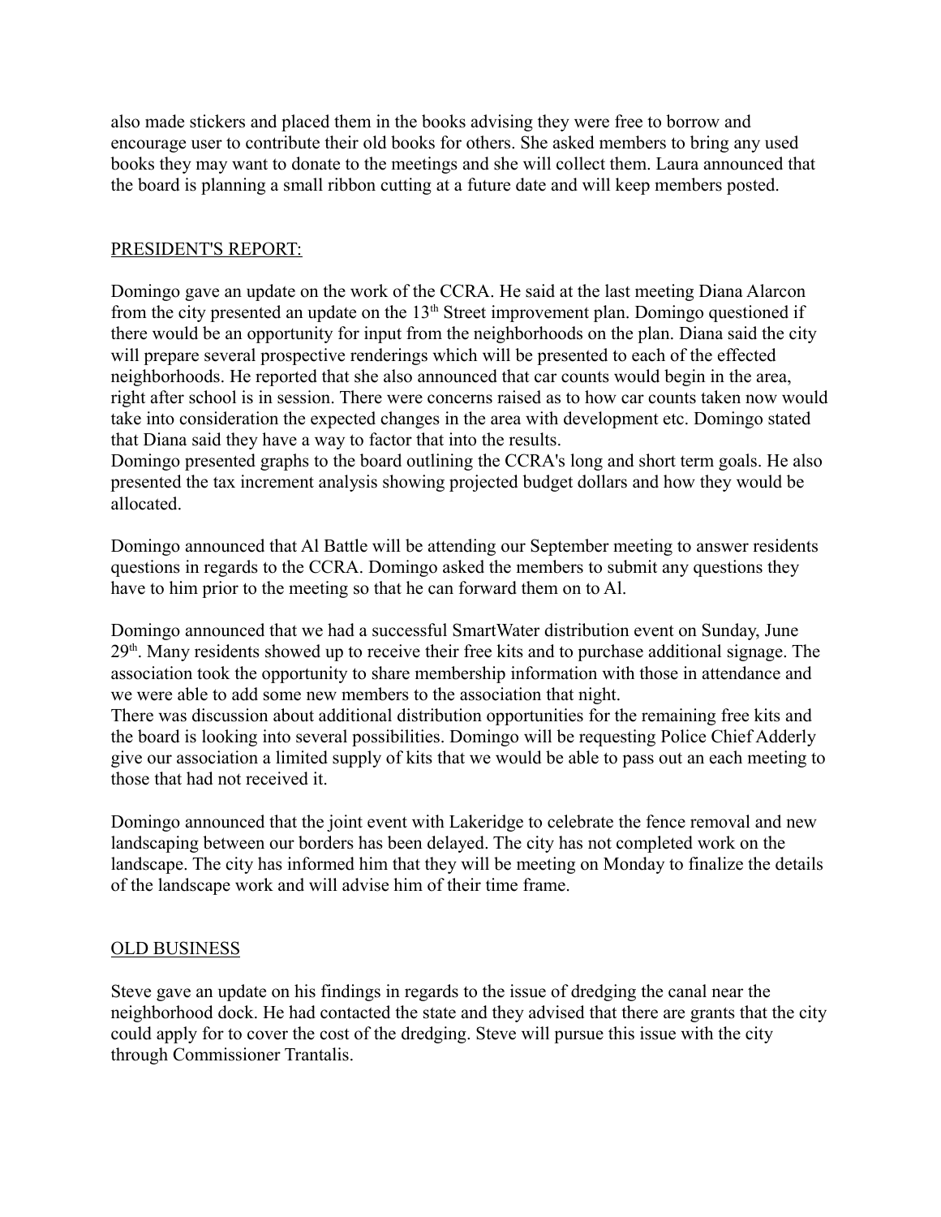also made stickers and placed them in the books advising they were free to borrow and encourage user to contribute their old books for others. She asked members to bring any used books they may want to donate to the meetings and she will collect them. Laura announced that the board is planning a small ribbon cutting at a future date and will keep members posted.

PRESIDENT'S REPORT:

Domingo gave an update on the work of the CCRA. He said at the last meeting Diana Alarcon from the city presented an update on the 13th Street improvement plan. Domingo questioned if there would be an opportunity for input from the neighborhoods on the plan. Diana said the city will prepare several prospective renderings which will be presented to each of the effected neighborhoods. He reported that she also announced that car counts would begin in the area, right after school is in session. There were concerns raised as to how car counts taken now would take into consideration the expected changes in the area with development etc. Domingo stated that Diana said they have a way to factor that into the results.
Domingo presented graphs to the board outlining the CCRA's long and short term goals. He also presented the tax increment analysis showing projected budget dollars and how they would be allocated.

Domingo announced that Al Battle will be attending our September meeting to answer residents questions in regards to the CCRA. Domingo asked the members to submit any questions they have to him prior to the meeting so that he can forward them on to Al.

Domingo announced that we had a successful SmartWater distribution event on Sunday, June 29th. Many residents showed up to receive their free kits and to purchase additional signage. The association took the opportunity to share membership information with those in attendance and we were able to add some new members to the association that night.
There was discussion about additional distribution opportunities for the remaining free kits and the board is looking into several possibilities. Domingo will be requesting Police Chief Adderly give our association a limited supply of kits that we would be able to pass out an each meeting to those that had not received it.

Domingo announced that the joint event with Lakeridge to celebrate the fence removal and new landscaping between our borders has been delayed. The city has not completed work on the landscape. The city has informed him that they will be meeting on Monday to finalize the details of the landscape work and will advise him of their time frame.

OLD BUSINESS

Steve gave an update on his findings in regards to the issue of dredging the canal near the neighborhood dock. He had contacted the state and they advised that there are grants that the city could apply for to cover the cost of the dredging. Steve will pursue this issue with the city through Commissioner Trantalis.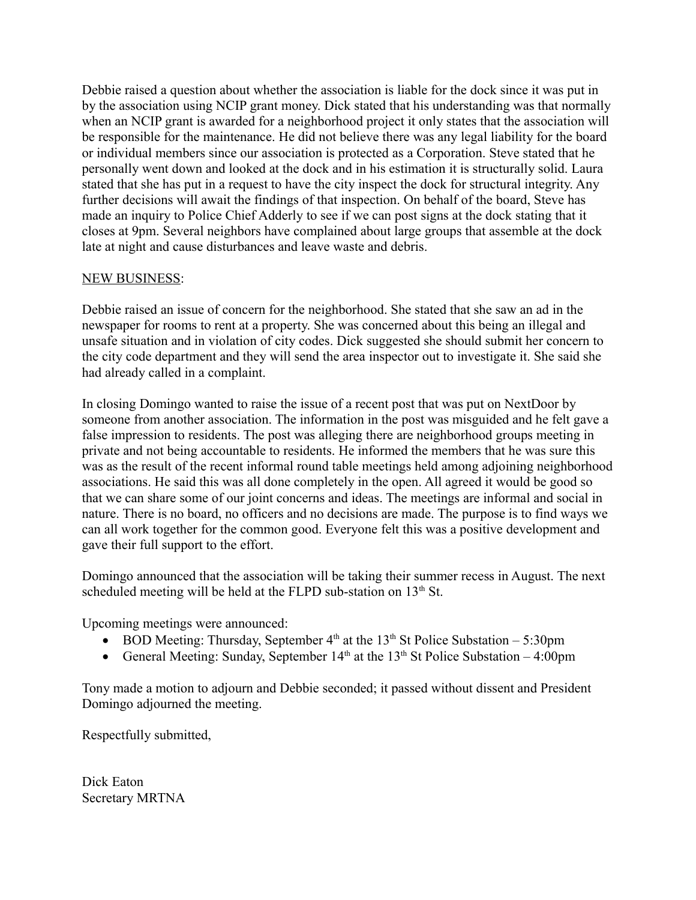Debbie raised a question about whether the association is liable for the dock since it was put in by the association using NCIP grant money. Dick stated that his understanding was that normally when an NCIP grant is awarded for a neighborhood project it only states that the association will be responsible for the maintenance. He did not believe there was any legal liability for the board or individual members since our association is protected as a Corporation. Steve stated that he personally went down and looked at the dock and in his estimation it is structurally solid. Laura stated that she has put in a request to have the city inspect the dock for structural integrity. Any further decisions will await the findings of that inspection. On behalf of the board, Steve has made an inquiry to Police Chief Adderly to see if we can post signs at the dock stating that it closes at 9pm. Several neighbors have complained about large groups that assemble at the dock late at night and cause disturbances and leave waste and debris.

<u>NEW BUSINESS</u>:

Debbie raised an issue of concern for the neighborhood. She stated that she saw an ad in the newspaper for rooms to rent at a property. She was concerned about this being an illegal and unsafe situation and in violation of city codes. Dick suggested she should submit her concern to the city code department and they will send the area inspector out to investigate it. She said she had already called in a complaint.

In closing Domingo wanted to raise the issue of a recent post that was put on NextDoor by someone from another association. The information in the post was misguided and he felt gave a false impression to residents. The post was alleging there are neighborhood groups meeting in private and not being accountable to residents. He informed the members that he was sure this was as the result of the recent informal round table meetings held among adjoining neighborhood associations. He said this was all done completely in the open. All agreed it would be good so that we can share some of our joint concerns and ideas. The meetings are informal and social in nature. There is no board, no officers and no decisions are made. The purpose is to find ways we can all work together for the common good. Everyone felt this was a positive development and gave their full support to the effort.

Domingo announced that the association will be taking their summer recess in August. The next scheduled meeting will be held at the FLPD sub-station on 13th St.

Upcoming meetings were announced:

- BOD Meeting: Thursday, September 4th at the 13th St Police Substation – 5:30pm
- General Meeting: Sunday, September 14th at the 13th St Police Substation – 4:00pm

Tony made a motion to adjourn and Debbie seconded; it passed without dissent and President Domingo adjourned the meeting.

Respectfully submitted,

Dick Eaton
Secretary MRTNA